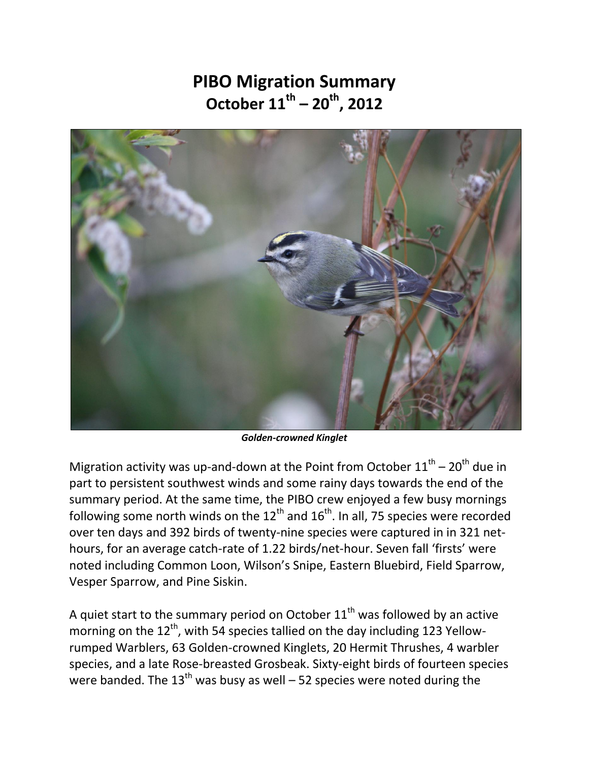# PIBO Migration Summary
## October 11th – 20th, 2012

***Golden-crowned Kinglet***

Migration activity was up-and-down at the Point from October 11th – 20th due in part to persistent southwest winds and some rainy days towards the end of the summary period. At the same time, the PIBO crew enjoyed a few busy mornings following some north winds on the 12th and 16th. In all, 75 species were recorded over ten days and 392 birds of twenty-nine species were captured in in 321 net-hours, for an average catch-rate of 1.22 birds/net-hour. Seven fall 'firsts' were noted including Common Loon, Wilson's Snipe, Eastern Bluebird, Field Sparrow, Vesper Sparrow, and Pine Siskin.

A quiet start to the summary period on October 11th was followed by an active morning on the 12th, with 54 species tallied on the day including 123 Yellow-rumped Warblers, 63 Golden-crowned Kinglets, 20 Hermit Thrushes, 4 warbler species, and a late Rose-breasted Grosbeak. Sixty-eight birds of fourteen species were banded. The 13th was busy as well – 52 species were noted during the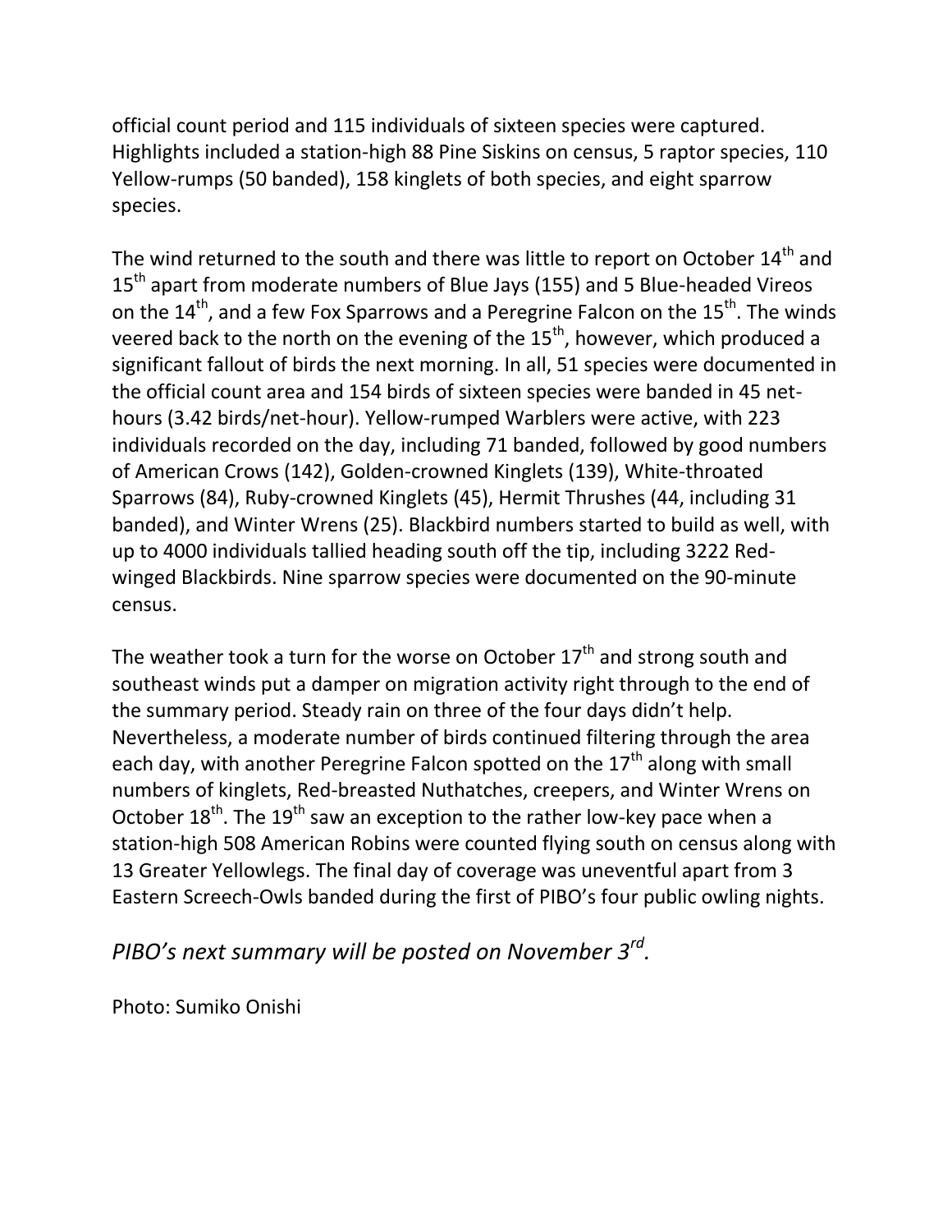official count period and 115 individuals of sixteen species were captured. Highlights included a station-high 88 Pine Siskins on census, 5 raptor species, 110 Yellow-rumps (50 banded), 158 kinglets of both species, and eight sparrow species.

The wind returned to the south and there was little to report on October 14th and 15th apart from moderate numbers of Blue Jays (155) and 5 Blue-headed Vireos on the 14th, and a few Fox Sparrows and a Peregrine Falcon on the 15th. The winds veered back to the north on the evening of the 15th, however, which produced a significant fallout of birds the next morning. In all, 51 species were documented in the official count area and 154 birds of sixteen species were banded in 45 net-hours (3.42 birds/net-hour). Yellow-rumped Warblers were active, with 223 individuals recorded on the day, including 71 banded, followed by good numbers of American Crows (142), Golden-crowned Kinglets (139), White-throated Sparrows (84), Ruby-crowned Kinglets (45), Hermit Thrushes (44, including 31 banded), and Winter Wrens (25). Blackbird numbers started to build as well, with up to 4000 individuals tallied heading south off the tip, including 3222 Red-winged Blackbirds. Nine sparrow species were documented on the 90-minute census.

The weather took a turn for the worse on October 17th and strong south and southeast winds put a damper on migration activity right through to the end of the summary period. Steady rain on three of the four days didn't help. Nevertheless, a moderate number of birds continued filtering through the area each day, with another Peregrine Falcon spotted on the 17th along with small numbers of kinglets, Red-breasted Nuthatches, creepers, and Winter Wrens on October 18th. The 19th saw an exception to the rather low-key pace when a station-high 508 American Robins were counted flying south on census along with 13 Greater Yellowlegs. The final day of coverage was uneventful apart from 3 Eastern Screech-Owls banded during the first of PIBO's four public owling nights.

*PIBO's next summary will be posted on November 3rd.*

Photo: Sumiko Onishi